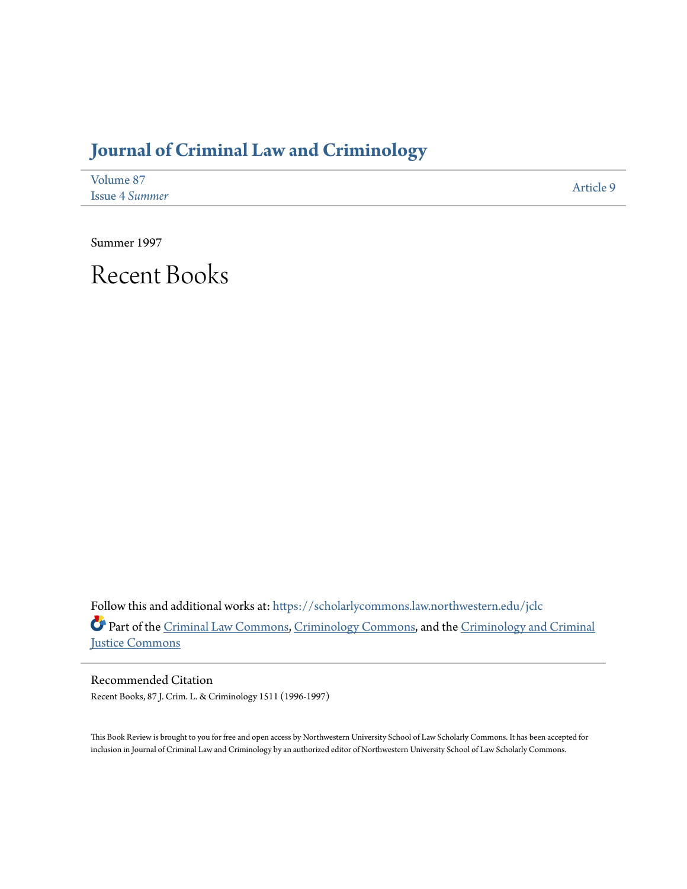# Journal of Criminal Law and Criminology

Volume 87
Issue 4 *Summer*

Article 9

Summer 1997

# Recent Books

Follow this and additional works at: https://scholarlycommons.law.northwestern.edu/jclc

Part of the Criminal Law Commons, Criminology Commons, and the Criminology and Criminal Justice Commons

## Recommended Citation

Recent Books, 87 J. Crim. L. & Criminology 1511 (1996-1997)

This Book Review is brought to you for free and open access by Northwestern University School of Law Scholarly Commons. It has been accepted for inclusion in Journal of Criminal Law and Criminology by an authorized editor of Northwestern University School of Law Scholarly Commons.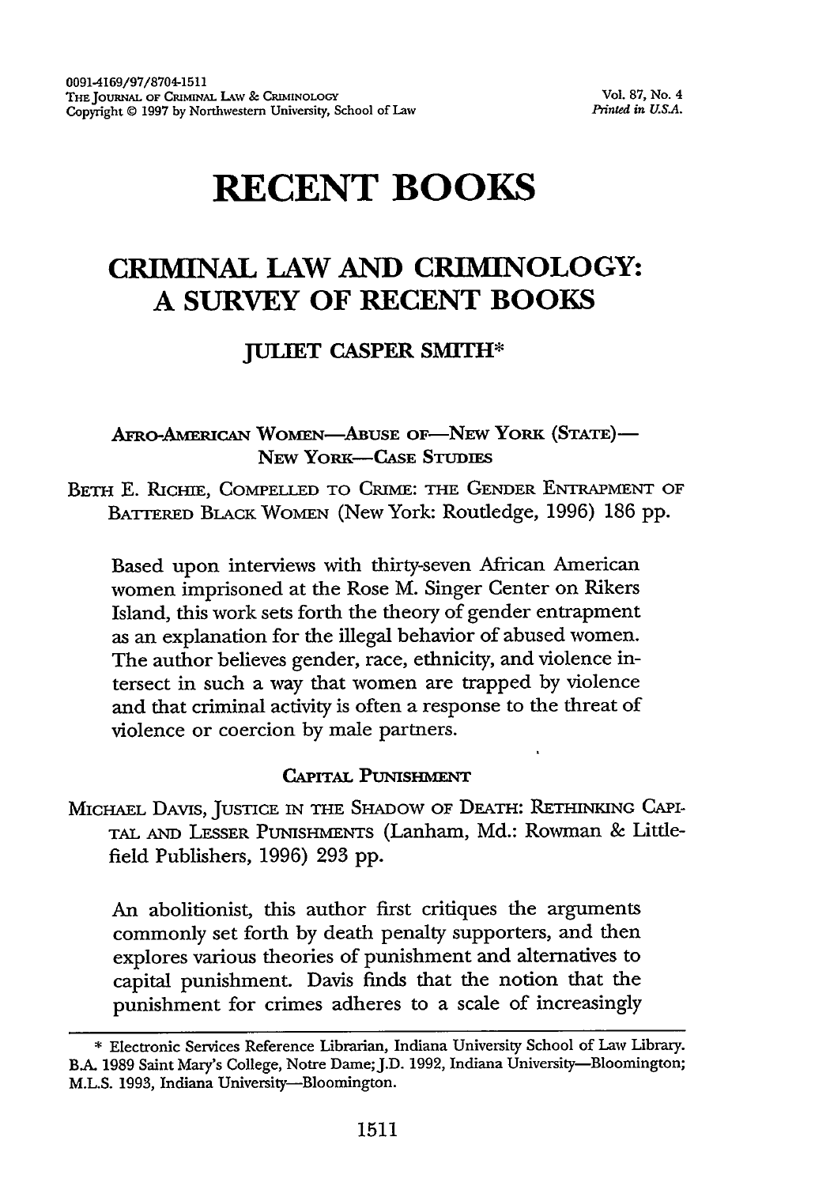# RECENT BOOKS

## CRIMINAL LAW AND CRIMINOLOGY: A SURVEY OF RECENT BOOKS

### JULIET CASPER SMITH*

#### AFRO-AMERICAN WOMEN—ABUSE OF—NEW YORK (STATE)—NEW YORK—CASE STUDIES

BETH E. RICHIE, COMPELLED TO CRIME: THE GENDER ENTRAPMENT OF BATTERED BLACK WOMEN (New York: Routledge, 1996) 186 pp.

> Based upon interviews with thirty-seven African American women imprisoned at the Rose M. Singer Center on Rikers Island, this work sets forth the theory of gender entrapment as an explanation for the illegal behavior of abused women. The author believes gender, race, ethnicity, and violence intersect in such a way that women are trapped by violence and that criminal activity is often a response to the threat of violence or coercion by male partners.

#### CAPITAL PUNISHMENT

MICHAEL DAVIS, JUSTICE IN THE SHADOW OF DEATH: RETHINKING CAPITAL AND LESSER PUNISHMENTS (Lanham, Md.: Rowman & Littlefield Publishers, 1996) 293 pp.

> An abolitionist, this author first critiques the arguments commonly set forth by death penalty supporters, and then explores various theories of punishment and alternatives to capital punishment. Davis finds that the notion that the punishment for crimes adheres to a scale of increasingly

---

\* Electronic Services Reference Librarian, Indiana University School of Law Library. B.A. 1989 Saint Mary's College, Notre Dame; J.D. 1992, Indiana University—Bloomington; M.L.S. 1993, Indiana University—Bloomington.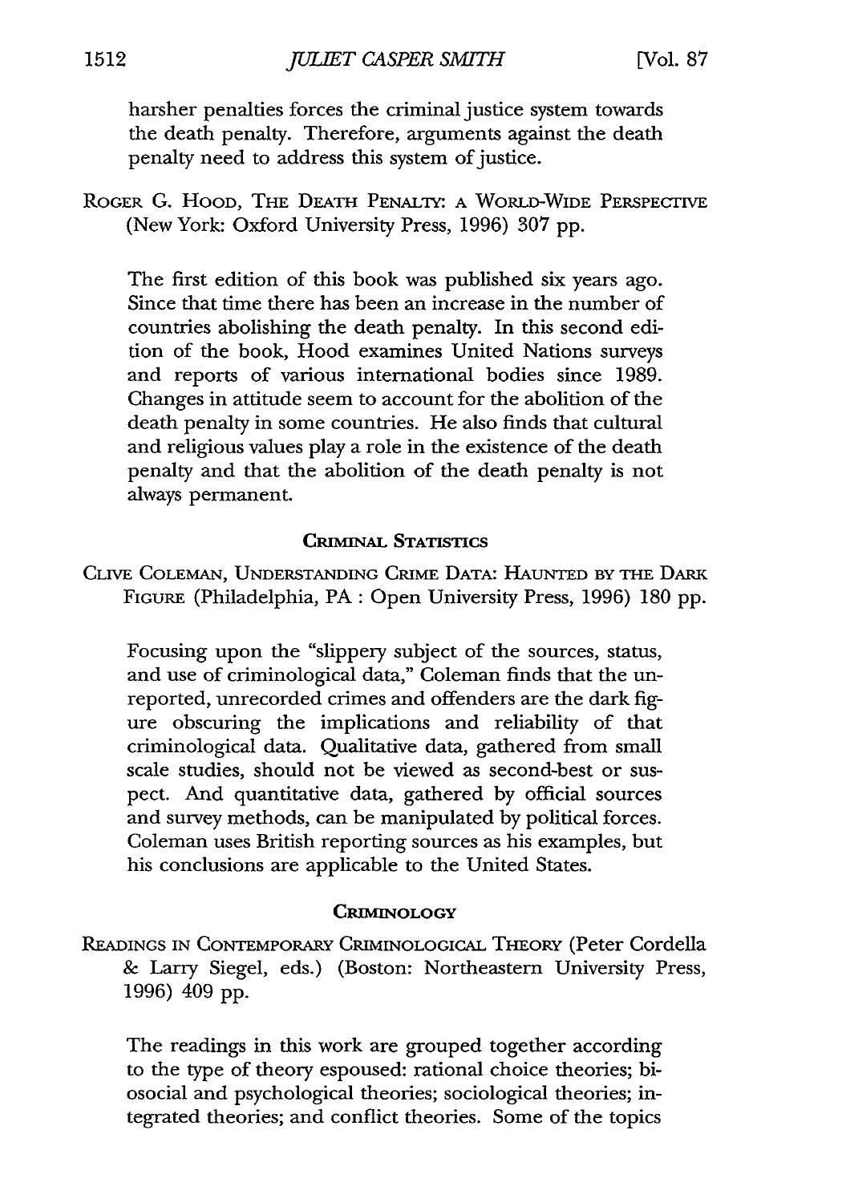harsher penalties forces the criminal justice system towards the death penalty. Therefore, arguments against the death penalty need to address this system of justice.

ROGER G. HOOD, THE DEATH PENALTY: A WORLD-WIDE PERSPECTIVE (New York: Oxford University Press, 1996) 307 pp.

The first edition of this book was published six years ago. Since that time there has been an increase in the number of countries abolishing the death penalty. In this second edition of the book, Hood examines United Nations surveys and reports of various international bodies since 1989. Changes in attitude seem to account for the abolition of the death penalty in some countries. He also finds that cultural and religious values play a role in the existence of the death penalty and that the abolition of the death penalty is not always permanent.

### CRIMINAL STATISTICS

CLIVE COLEMAN, UNDERSTANDING CRIME DATA: HAUNTED BY THE DARK FIGURE (Philadelphia, PA : Open University Press, 1996) 180 pp.

Focusing upon the "slippery subject of the sources, status, and use of criminological data," Coleman finds that the unreported, unrecorded crimes and offenders are the dark figure obscuring the implications and reliability of that criminological data. Qualitative data, gathered from small scale studies, should not be viewed as second-best or suspect. And quantitative data, gathered by official sources and survey methods, can be manipulated by political forces. Coleman uses British reporting sources as his examples, but his conclusions are applicable to the United States.

### CRIMINOLOGY

READINGS IN CONTEMPORARY CRIMINOLOGICAL THEORY (Peter Cordella & Larry Siegel, eds.) (Boston: Northeastern University Press, 1996) 409 pp.

The readings in this work are grouped together according to the type of theory espoused: rational choice theories; biosocial and psychological theories; sociological theories; integrated theories; and conflict theories. Some of the topics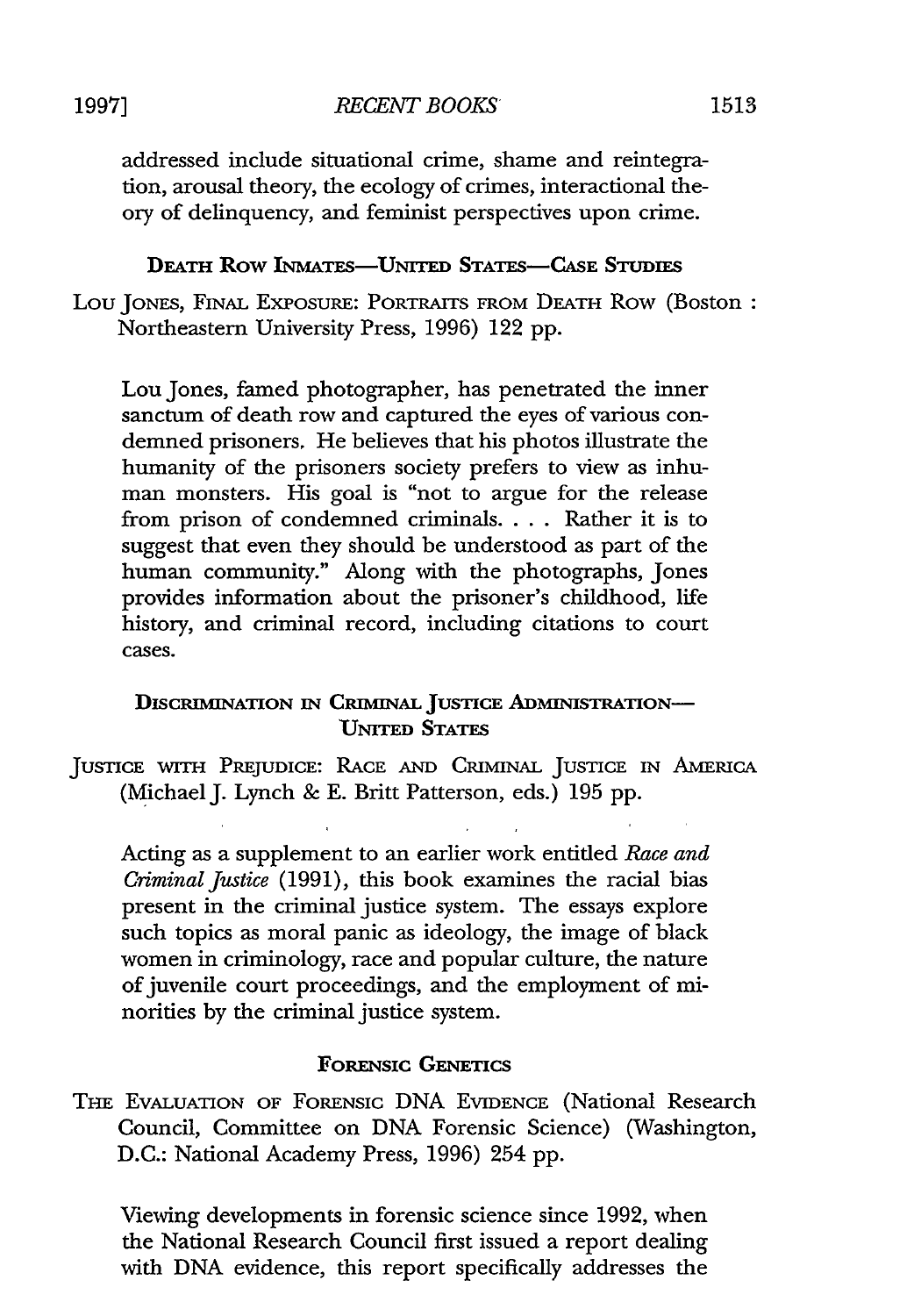addressed include situational crime, shame and reintegration, arousal theory, the ecology of crimes, interactional theory of delinquency, and feminist perspectives upon crime.

### Death Row Inmates—United States—Case Studies

Lou Jones, Final Exposure: Portraits from Death Row (Boston : Northeastern University Press, 1996) 122 pp.

Lou Jones, famed photographer, has penetrated the inner sanctum of death row and captured the eyes of various condemned prisoners. He believes that his photos illustrate the humanity of the prisoners society prefers to view as inhuman monsters. His goal is "not to argue for the release from prison of condemned criminals. . . . Rather it is to suggest that even they should be understood as part of the human community." Along with the photographs, Jones provides information about the prisoner's childhood, life history, and criminal record, including citations to court cases.

### Discrimination in Criminal Justice Administration—United States

Justice with Prejudice: Race and Criminal Justice in America (Michael J. Lynch & E. Britt Patterson, eds.) 195 pp.

Acting as a supplement to an earlier work entitled *Race and Criminal Justice* (1991), this book examines the racial bias present in the criminal justice system. The essays explore such topics as moral panic as ideology, the image of black women in criminology, race and popular culture, the nature of juvenile court proceedings, and the employment of minorities by the criminal justice system.

### Forensic Genetics

The Evaluation of Forensic DNA Evidence (National Research Council, Committee on DNA Forensic Science) (Washington, D.C.: National Academy Press, 1996) 254 pp.

Viewing developments in forensic science since 1992, when the National Research Council first issued a report dealing with DNA evidence, this report specifically addresses the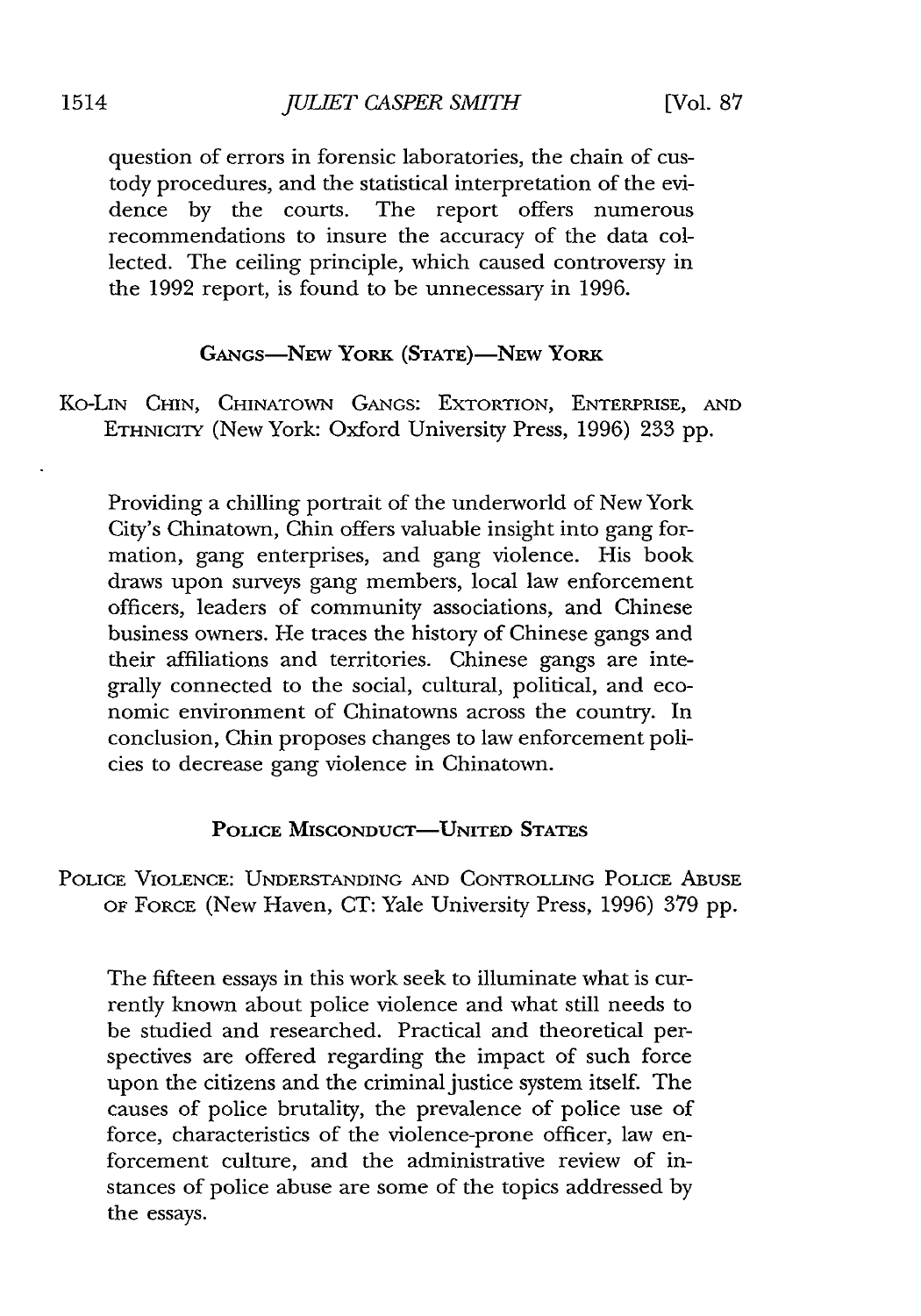question of errors in forensic laboratories, the chain of custody procedures, and the statistical interpretation of the evidence by the courts. The report offers numerous recommendations to insure the accuracy of the data collected. The ceiling principle, which caused controversy in the 1992 report, is found to be unnecessary in 1996.

### GANGS—NEW YORK (STATE)—NEW YORK

KO-LIN CHIN, CHINATOWN GANGS: EXTORTION, ENTERPRISE, AND ETHNICITY (New York: Oxford University Press, 1996) 233 pp.

Providing a chilling portrait of the underworld of New York City's Chinatown, Chin offers valuable insight into gang formation, gang enterprises, and gang violence. His book draws upon surveys gang members, local law enforcement officers, leaders of community associations, and Chinese business owners. He traces the history of Chinese gangs and their affiliations and territories. Chinese gangs are integrally connected to the social, cultural, political, and economic environment of Chinatowns across the country. In conclusion, Chin proposes changes to law enforcement policies to decrease gang violence in Chinatown.

### POLICE MISCONDUCT—UNITED STATES

POLICE VIOLENCE: UNDERSTANDING AND CONTROLLING POLICE ABUSE OF FORCE (New Haven, CT: Yale University Press, 1996) 379 pp.

The fifteen essays in this work seek to illuminate what is currently known about police violence and what still needs to be studied and researched. Practical and theoretical perspectives are offered regarding the impact of such force upon the citizens and the criminal justice system itself. The causes of police brutality, the prevalence of police use of force, characteristics of the violence-prone officer, law enforcement culture, and the administrative review of instances of police abuse are some of the topics addressed by the essays.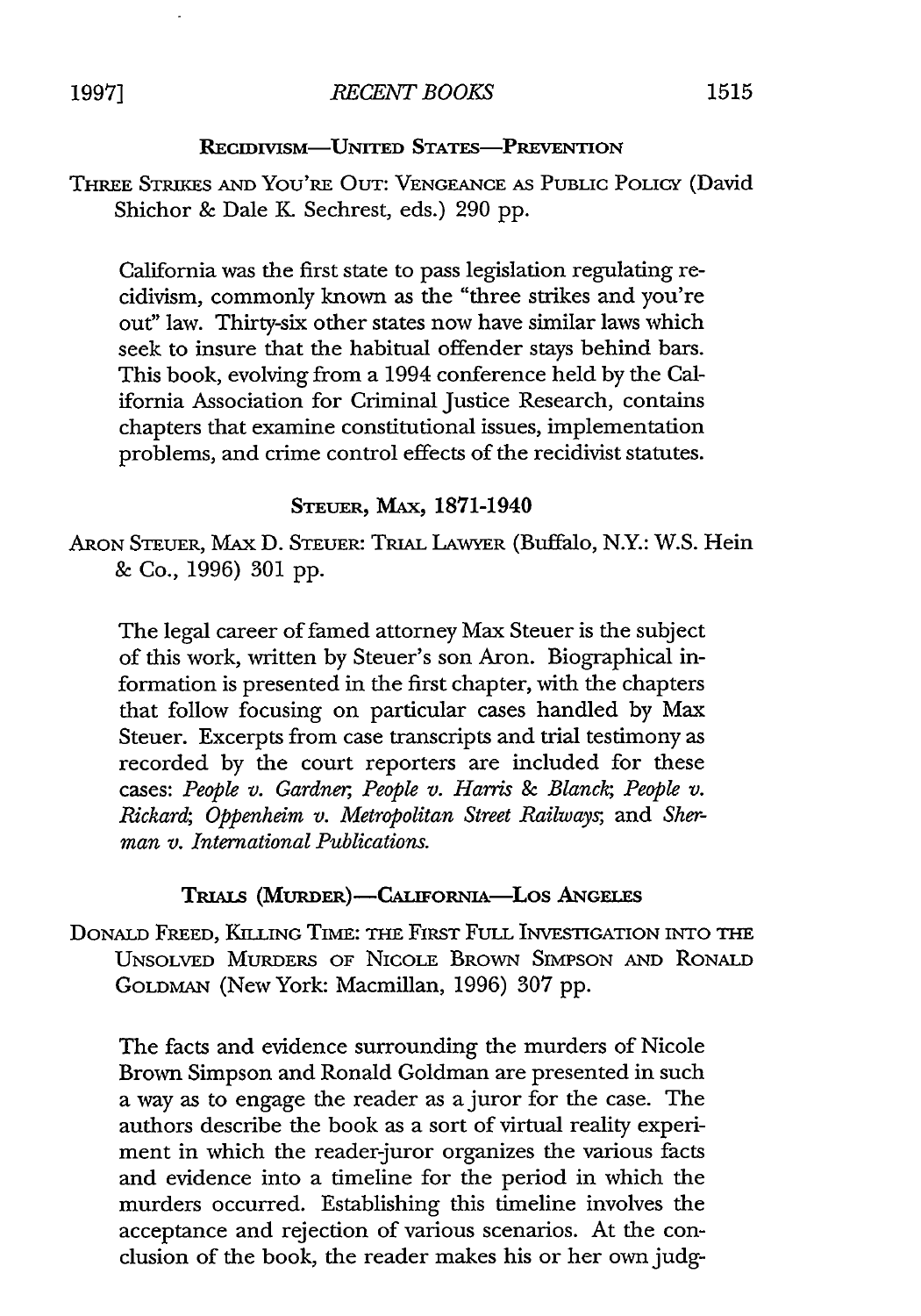### RECIDIVISM—UNITED STATES—PREVENTION

THREE STRIKES AND YOU'RE OUT: VENGEANCE AS PUBLIC POLICY (David Shichor & Dale K. Sechrest, eds.) 290 pp.

California was the first state to pass legislation regulating recidivism, commonly known as the "three strikes and you're out" law. Thirty-six other states now have similar laws which seek to insure that the habitual offender stays behind bars. This book, evolving from a 1994 conference held by the California Association for Criminal Justice Research, contains chapters that examine constitutional issues, implementation problems, and crime control effects of the recidivist statutes.

### STEUER, MAX, 1871-1940

ARON STEUER, MAX D. STEUER: TRIAL LAWYER (Buffalo, N.Y.: W.S. Hein & Co., 1996) 301 pp.

The legal career of famed attorney Max Steuer is the subject of this work, written by Steuer's son Aron. Biographical information is presented in the first chapter, with the chapters that follow focusing on particular cases handled by Max Steuer. Excerpts from case transcripts and trial testimony as recorded by the court reporters are included for these cases: *People v. Gardner*; *People v. Harris & Blanck*; *People v. Rickard*; *Oppenheim v. Metropolitan Street Railways*; and *Sherman v. International Publications.*

### TRIALS (MURDER)—CALIFORNIA—LOS ANGELES

DONALD FREED, KILLING TIME: THE FIRST FULL INVESTIGATION INTO THE UNSOLVED MURDERS OF NICOLE BROWN SIMPSON AND RONALD GOLDMAN (New York: Macmillan, 1996) 307 pp.

The facts and evidence surrounding the murders of Nicole Brown Simpson and Ronald Goldman are presented in such a way as to engage the reader as a juror for the case. The authors describe the book as a sort of virtual reality experiment in which the reader-juror organizes the various facts and evidence into a timeline for the period in which the murders occurred. Establishing this timeline involves the acceptance and rejection of various scenarios. At the conclusion of the book, the reader makes his or her own judg-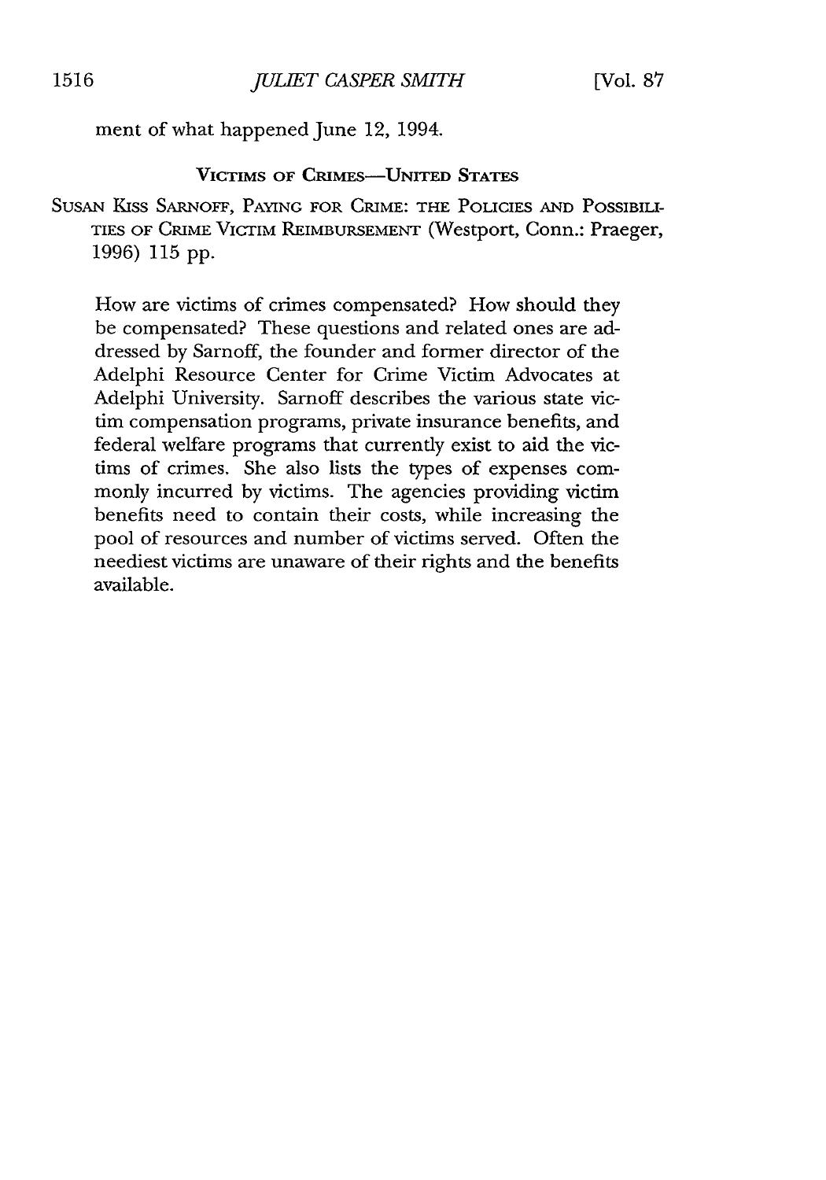ment of what happened June 12, 1994.

### VICTIMS OF CRIMES—UNITED STATES

SUSAN KISS SARNOFF, PAYING FOR CRIME: THE POLICIES AND POSSIBILITIES OF CRIME VICTIM REIMBURSEMENT (Westport, Conn.: Praeger, 1996) 115 pp.

How are victims of crimes compensated? How should they be compensated? These questions and related ones are addressed by Sarnoff, the founder and former director of the Adelphi Resource Center for Crime Victim Advocates at Adelphi University. Sarnoff describes the various state victim compensation programs, private insurance benefits, and federal welfare programs that currently exist to aid the victims of crimes. She also lists the types of expenses commonly incurred by victims. The agencies providing victim benefits need to contain their costs, while increasing the pool of resources and number of victims served. Often the neediest victims are unaware of their rights and the benefits available.